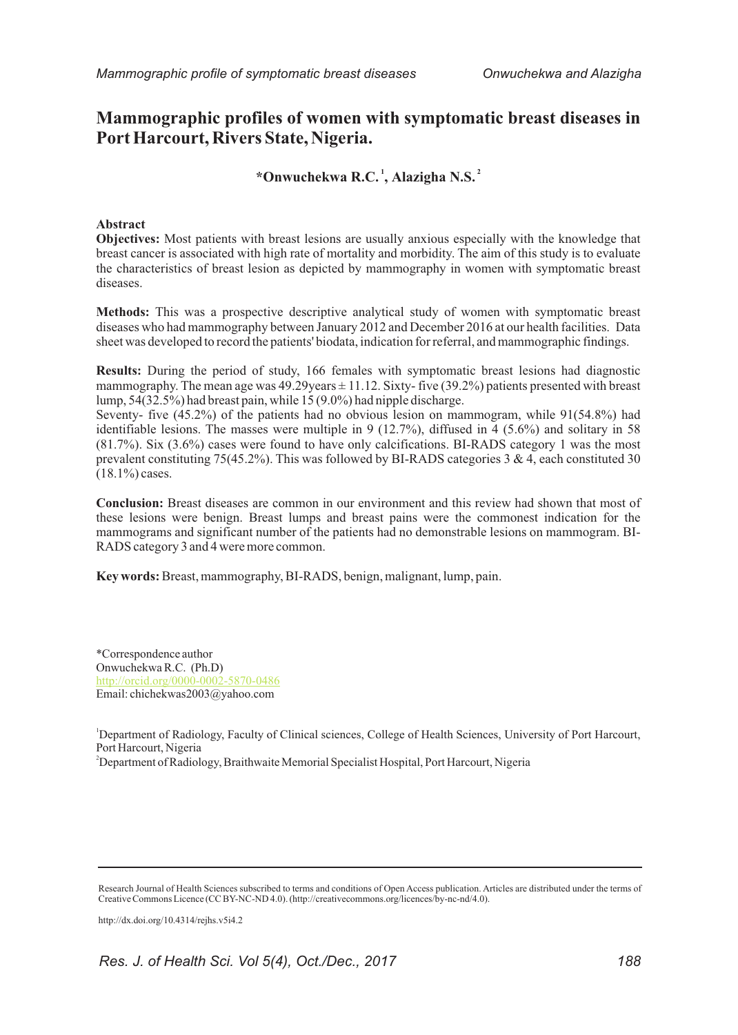# Mammographic profiles of women with symptomatic breast diseases in Port Harcourt, Rivers State, Nigeria.

**\*Onwuchekwa R.C. [1], Alazigha N.S. [2]**

## Abstract

**Objectives:** Most patients with breast lesions are usually anxious especially with the knowledge that breast cancer is associated with high rate of mortality and morbidity. The aim of this study is to evaluate the characteristics of breast lesion as depicted by mammography in women with symptomatic breast diseases.

**Methods:** This was a prospective descriptive analytical study of women with symptomatic breast diseases who had mammography between January 2012 and December 2016 at our health facilities. Data sheet was developed to record the patients' biodata, indication for referral, and mammographic findings.

**Results:** During the period of study, 166 females with symptomatic breast lesions had diagnostic mammography. The mean age was 49.29years ± 11.12. Sixty- five (39.2%) patients presented with breast lump, 54(32.5%) had breast pain, while 15 (9.0%) had nipple discharge.

Seventy- five (45.2%) of the patients had no obvious lesion on mammogram, while 91(54.8%) had identifiable lesions. The masses were multiple in 9 (12.7%), diffused in 4 (5.6%) and solitary in 58 (81.7%). Six (3.6%) cases were found to have only calcifications. BI-RADS category 1 was the most prevalent constituting 75(45.2%). This was followed by BI-RADS categories 3 & 4, each constituted 30 (18.1%) cases.

**Conclusion:** Breast diseases are common in our environment and this review had shown that most of these lesions were benign. Breast lumps and breast pains were the commonest indication for the mammograms and significant number of the patients had no demonstrable lesions on mammogram. BI-RADS category 3 and 4 were more common.

**Key words:** Breast, mammography, BI-RADS, benign, malignant, lump, pain.

\*Correspondence author
Onwuchekwa R.C. (Ph.D)
http://orcid.org/0000-0002-5870-0486
Email: chichekwas2003@yahoo.com

[1]Department of Radiology, Faculty of Clinical sciences, College of Health Sciences, University of Port Harcourt, Port Harcourt, Nigeria
[2]Department of Radiology, Braithwaite Memorial Specialist Hospital, Port Harcourt, Nigeria

Research Journal of Health Sciences subscribed to terms and conditions of Open Access publication. Articles are distributed under the terms of Creative Commons Licence (CC BY-NC-ND 4.0). (http://creativecommons.org/licences/by-nc-nd/4.0).

http://dx.doi.org/10.4314/rejhs.v5i4.2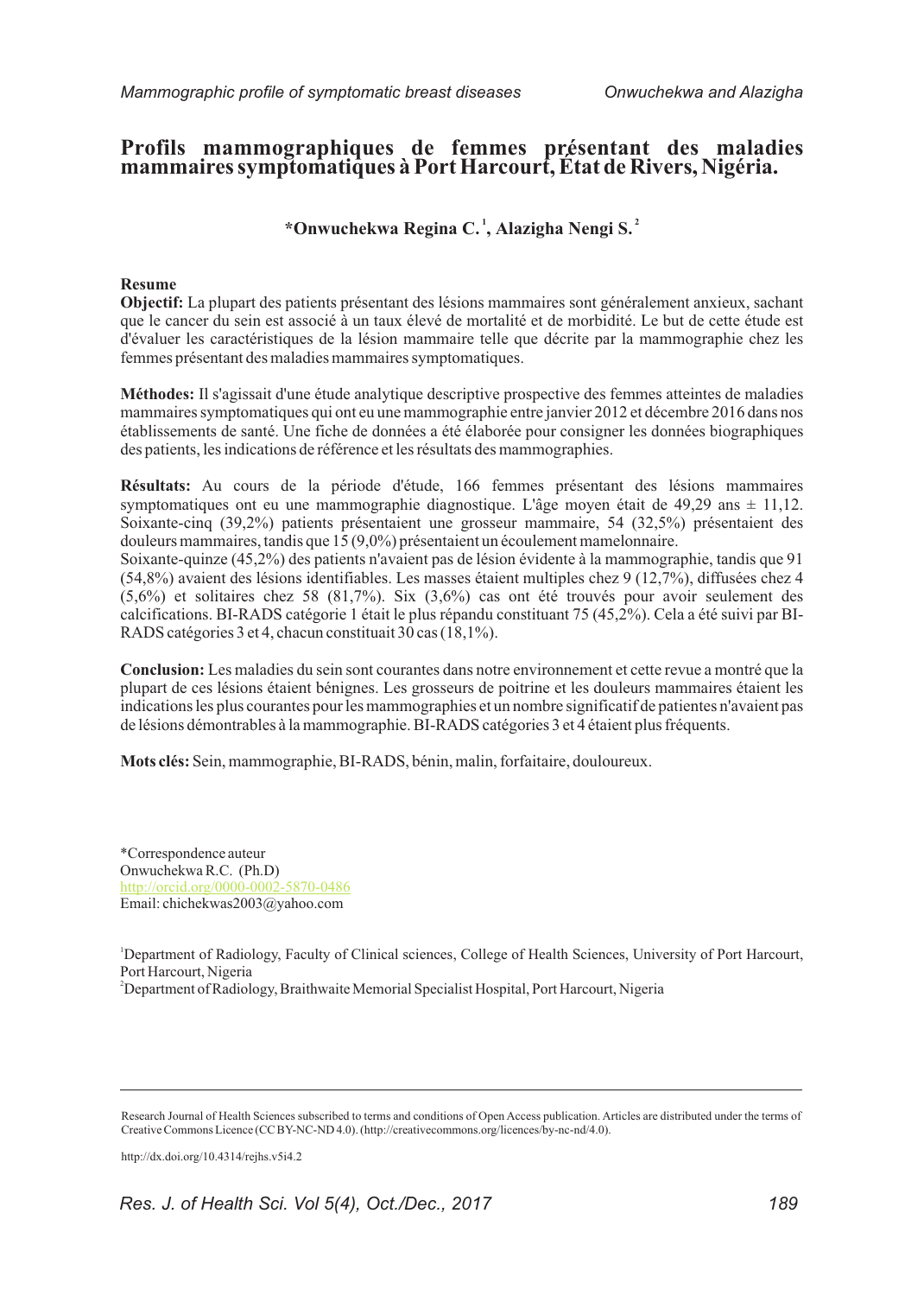# Profils mammographiques de femmes présentant des maladies mammaires symptomatiques à Port Harcourt, État de Rivers, Nigéria.

**\*Onwuchekwa Regina C.[1], Alazigha Nengi S.[2]**

**Resume**

**Objectif:** La plupart des patients présentant des lésions mammaires sont généralement anxieux, sachant que le cancer du sein est associé à un taux élevé de mortalité et de morbidité. Le but de cette étude est d'évaluer les caractéristiques de la lésion mammaire telle que décrite par la mammographie chez les femmes présentant des maladies mammaires symptomatiques.

**Méthodes:** Il s'agissait d'une étude analytique descriptive prospective des femmes atteintes de maladies mammaires symptomatiques qui ont eu une mammographie entre janvier 2012 et décembre 2016 dans nos établissements de santé. Une fiche de données a été élaborée pour consigner les données biographiques des patients, les indications de référence et les résultats des mammographies.

**Résultats:** Au cours de la période d'étude, 166 femmes présentant des lésions mammaires symptomatiques ont eu une mammographie diagnostique. L'âge moyen était de 49,29 ans ± 11,12. Soixante-cinq (39,2%) patients présentaient une grosseur mammaire, 54 (32,5%) présentaient des douleurs mammaires, tandis que 15 (9,0%) présentaient un écoulement mamelonnaire.

Soixante-quinze (45,2%) des patients n'avaient pas de lésion évidente à la mammographie, tandis que 91 (54,8%) avaient des lésions identifiables. Les masses étaient multiples chez 9 (12,7%), diffusées chez 4 (5,6%) et solitaires chez 58 (81,7%). Six (3,6%) cas ont été trouvés pour avoir seulement des calcifications. BI-RADS catégorie 1 était le plus répandu constituant 75 (45,2%). Cela a été suivi par BI-RADS catégories 3 et 4, chacun constituait 30 cas (18,1%).

**Conclusion:** Les maladies du sein sont courantes dans notre environnement et cette revue a montré que la plupart de ces lésions étaient bénignes. Les grosseurs de poitrine et les douleurs mammaires étaient les indications les plus courantes pour les mammographies et un nombre significatif de patientes n'avaient pas de lésions démontrables à la mammographie. BI-RADS catégories 3 et 4 étaient plus fréquents.

**Mots clés:** Sein, mammographie, BI-RADS, bénin, malin, forfaitaire, douloureux.

\*Correspondence auteur
Onwuchekwa R.C. (Ph.D)
http://orcid.org/0000-0002-5870-0486
Email: chichekwas2003@yahoo.com

[1]Department of Radiology, Faculty of Clinical sciences, College of Health Sciences, University of Port Harcourt, Port Harcourt, Nigeria
[2]Department of Radiology, Braithwaite Memorial Specialist Hospital, Port Harcourt, Nigeria

Research Journal of Health Sciences subscribed to terms and conditions of Open Access publication. Articles are distributed under the terms of Creative Commons Licence (CC BY-NC-ND 4.0). (http://creativecommons.org/licences/by-nc-nd/4.0).

http://dx.doi.org/10.4314/rejhs.v5i4.2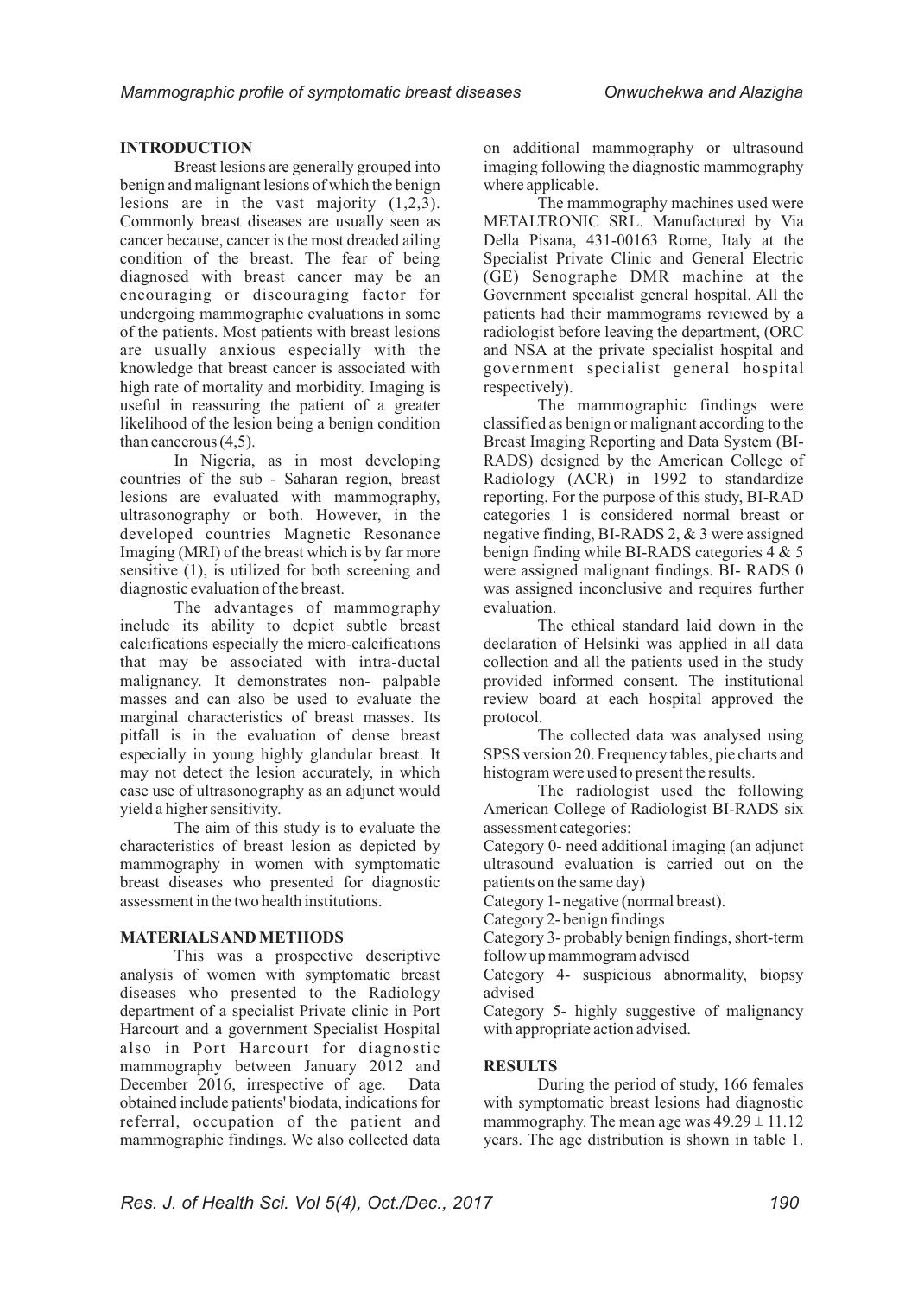## INTRODUCTION

Breast lesions are generally grouped into benign and malignant lesions of which the benign lesions are in the vast majority (1,2,3). Commonly breast diseases are usually seen as cancer because, cancer is the most dreaded ailing condition of the breast. The fear of being diagnosed with breast cancer may be an encouraging or discouraging factor for undergoing mammographic evaluations in some of the patients. Most patients with breast lesions are usually anxious especially with the knowledge that breast cancer is associated with high rate of mortality and morbidity. Imaging is useful in reassuring the patient of a greater likelihood of the lesion being a benign condition than cancerous (4,5).

In Nigeria, as in most developing countries of the sub - Saharan region, breast lesions are evaluated with mammography, ultrasonography or both. However, in the developed countries Magnetic Resonance Imaging (MRI) of the breast which is by far more sensitive (1), is utilized for both screening and diagnostic evaluation of the breast.

The advantages of mammography include its ability to depict subtle breast calcifications especially the micro-calcifications that may be associated with intra-ductal malignancy. It demonstrates non- palpable masses and can also be used to evaluate the marginal characteristics of breast masses. Its pitfall is in the evaluation of dense breast especially in young highly glandular breast. It may not detect the lesion accurately, in which case use of ultrasonography as an adjunct would yield a higher sensitivity.

The aim of this study is to evaluate the characteristics of breast lesion as depicted by mammography in women with symptomatic breast diseases who presented for diagnostic assessment in the two health institutions.

## MATERIALS AND METHODS

This was a prospective descriptive analysis of women with symptomatic breast diseases who presented to the Radiology department of a specialist Private clinic in Port Harcourt and a government Specialist Hospital also in Port Harcourt for diagnostic mammography between January 2012 and December 2016, irrespective of age. Data obtained include patients' biodata, indications for referral, occupation of the patient and mammographic findings. We also collected data on additional mammography or ultrasound imaging following the diagnostic mammography where applicable.

The mammography machines used were METALTRONIC SRL. Manufactured by Via Della Pisana, 431-00163 Rome, Italy at the Specialist Private Clinic and General Electric (GE) Senographe DMR machine at the Government specialist general hospital. All the patients had their mammograms reviewed by a radiologist before leaving the department, (ORC and NSA at the private specialist hospital and government specialist general hospital respectively).

The mammographic findings were classified as benign or malignant according to the Breast Imaging Reporting and Data System (BI-RADS) designed by the American College of Radiology (ACR) in 1992 to standardize reporting. For the purpose of this study, BI-RAD categories 1 is considered normal breast or negative finding, BI-RADS 2, & 3 were assigned benign finding while BI-RADS categories 4 & 5 were assigned malignant findings. BI- RADS 0 was assigned inconclusive and requires further evaluation.

The ethical standard laid down in the declaration of Helsinki was applied in all data collection and all the patients used in the study provided informed consent. The institutional review board at each hospital approved the protocol.

The collected data was analysed using SPSS version 20. Frequency tables, pie charts and histogram were used to present the results.

The radiologist used the following American College of Radiologist BI-RADS six assessment categories:

Category 0- need additional imaging (an adjunct ultrasound evaluation is carried out on the patients on the same day)

Category 1- negative (normal breast).

Category 2- benign findings

Category 3- probably benign findings, short-term follow up mammogram advised

Category 4- suspicious abnormality, biopsy advised

Category 5- highly suggestive of malignancy with appropriate action advised.

## RESULTS

During the period of study, 166 females with symptomatic breast lesions had diagnostic mammography. The mean age was $49.29 \pm 11.12$ years. The age distribution is shown in table 1.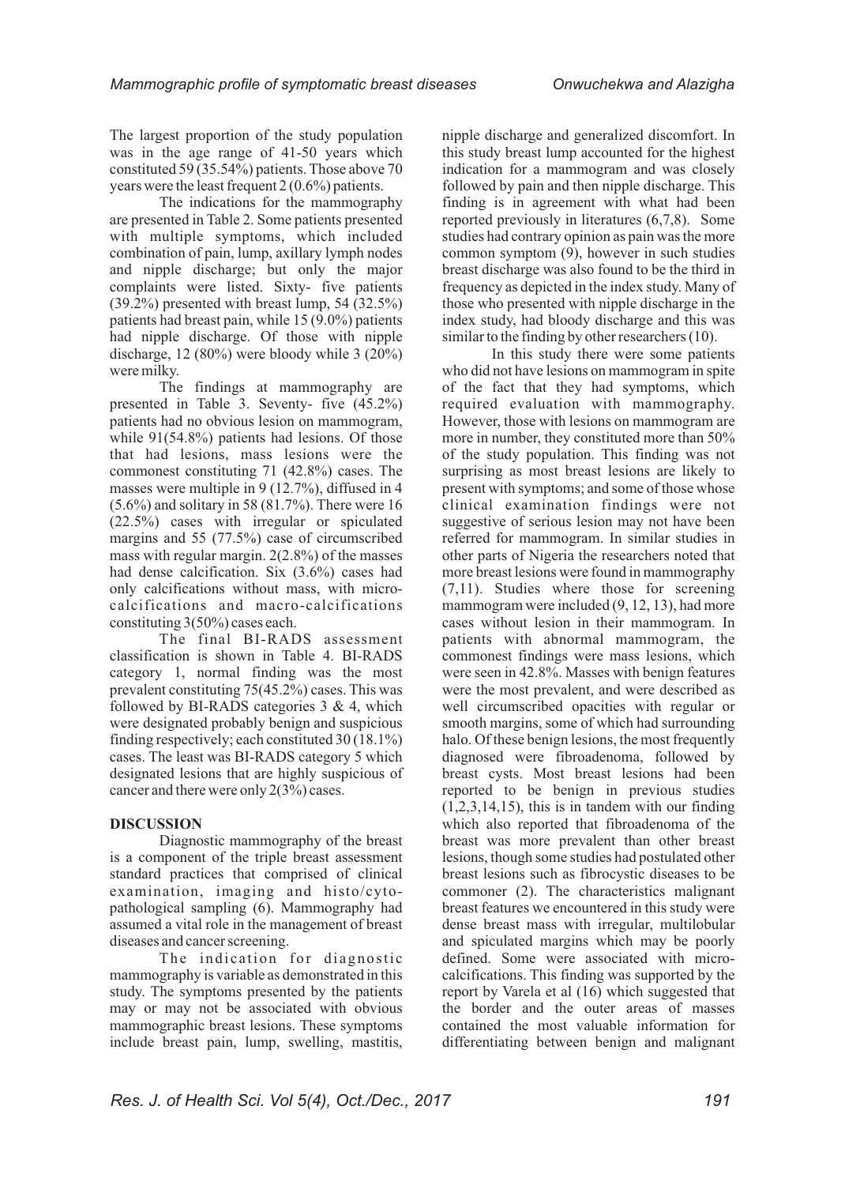The largest proportion of the study population was in the age range of 41-50 years which constituted 59 (35.54%) patients. Those above 70 years were the least frequent 2 (0.6%) patients.

The indications for the mammography are presented in Table 2. Some patients presented with multiple symptoms, which included combination of pain, lump, axillary lymph nodes and nipple discharge; but only the major complaints were listed. Sixty- five patients (39.2%) presented with breast lump, 54 (32.5%) patients had breast pain, while 15 (9.0%) patients had nipple discharge. Of those with nipple discharge, 12 (80%) were bloody while 3 (20%) were milky.

The findings at mammography are presented in Table 3. Seventy- five (45.2%) patients had no obvious lesion on mammogram, while 91(54.8%) patients had lesions. Of those that had lesions, mass lesions were the commonest constituting 71 (42.8%) cases. The masses were multiple in 9 (12.7%), diffused in 4 (5.6%) and solitary in 58 (81.7%). There were 16 (22.5%) cases with irregular or spiculated margins and 55 (77.5%) case of circumscribed mass with regular margin. 2(2.8%) of the masses had dense calcification. Six (3.6%) cases had only calcifications without mass, with micro-calcifications and macro-calcifications constituting 3(50%) cases each.

The final BI-RADS assessment classification is shown in Table 4. BI-RADS category 1, normal finding was the most prevalent constituting 75(45.2%) cases. This was followed by BI-RADS categories 3 & 4, which were designated probably benign and suspicious finding respectively; each constituted 30 (18.1%) cases. The least was BI-RADS category 5 which designated lesions that are highly suspicious of cancer and there were only 2(3%) cases.

## DISCUSSION

Diagnostic mammography of the breast is a component of the triple breast assessment standard practices that comprised of clinical examination, imaging and histo/cyto-pathological sampling (6). Mammography had assumed a vital role in the management of breast diseases and cancer screening.

The indication for diagnostic mammography is variable as demonstrated in this study. The symptoms presented by the patients may or may not be associated with obvious mammographic breast lesions. These symptoms include breast pain, lump, swelling, mastitis, nipple discharge and generalized discomfort. In this study breast lump accounted for the highest indication for a mammogram and was closely followed by pain and then nipple discharge. This finding is in agreement with what had been reported previously in literatures (6,7,8). Some studies had contrary opinion as pain was the more common symptom (9), however in such studies breast discharge was also found to be the third in frequency as depicted in the index study. Many of those who presented with nipple discharge in the index study, had bloody discharge and this was similar to the finding by other researchers (10).

In this study there were some patients who did not have lesions on mammogram in spite of the fact that they had symptoms, which required evaluation with mammography. However, those with lesions on mammogram are more in number, they constituted more than 50% of the study population. This finding was not surprising as most breast lesions are likely to present with symptoms; and some of those whose clinical examination findings were not suggestive of serious lesion may not have been referred for mammogram. In similar studies in other parts of Nigeria the researchers noted that more breast lesions were found in mammography (7,11). Studies where those for screening mammogram were included (9, 12, 13), had more cases without lesion in their mammogram. In patients with abnormal mammogram, the commonest findings were mass lesions, which were seen in 42.8%. Masses with benign features were the most prevalent, and were described as well circumscribed opacities with regular or smooth margins, some of which had surrounding halo. Of these benign lesions, the most frequently diagnosed were fibroadenoma, followed by breast cysts. Most breast lesions had been reported to be benign in previous studies (1,2,3,14,15), this is in tandem with our finding which also reported that fibroadenoma of the breast was more prevalent than other breast lesions, though some studies had postulated other breast lesions such as fibrocystic diseases to be commoner (2). The characteristics malignant breast features we encountered in this study were dense breast mass with irregular, multilobular and spiculated margins which may be poorly defined. Some were associated with micro-calcifications. This finding was supported by the report by Varela et al (16) which suggested that the border and the outer areas of masses contained the most valuable information for differentiating between benign and malignant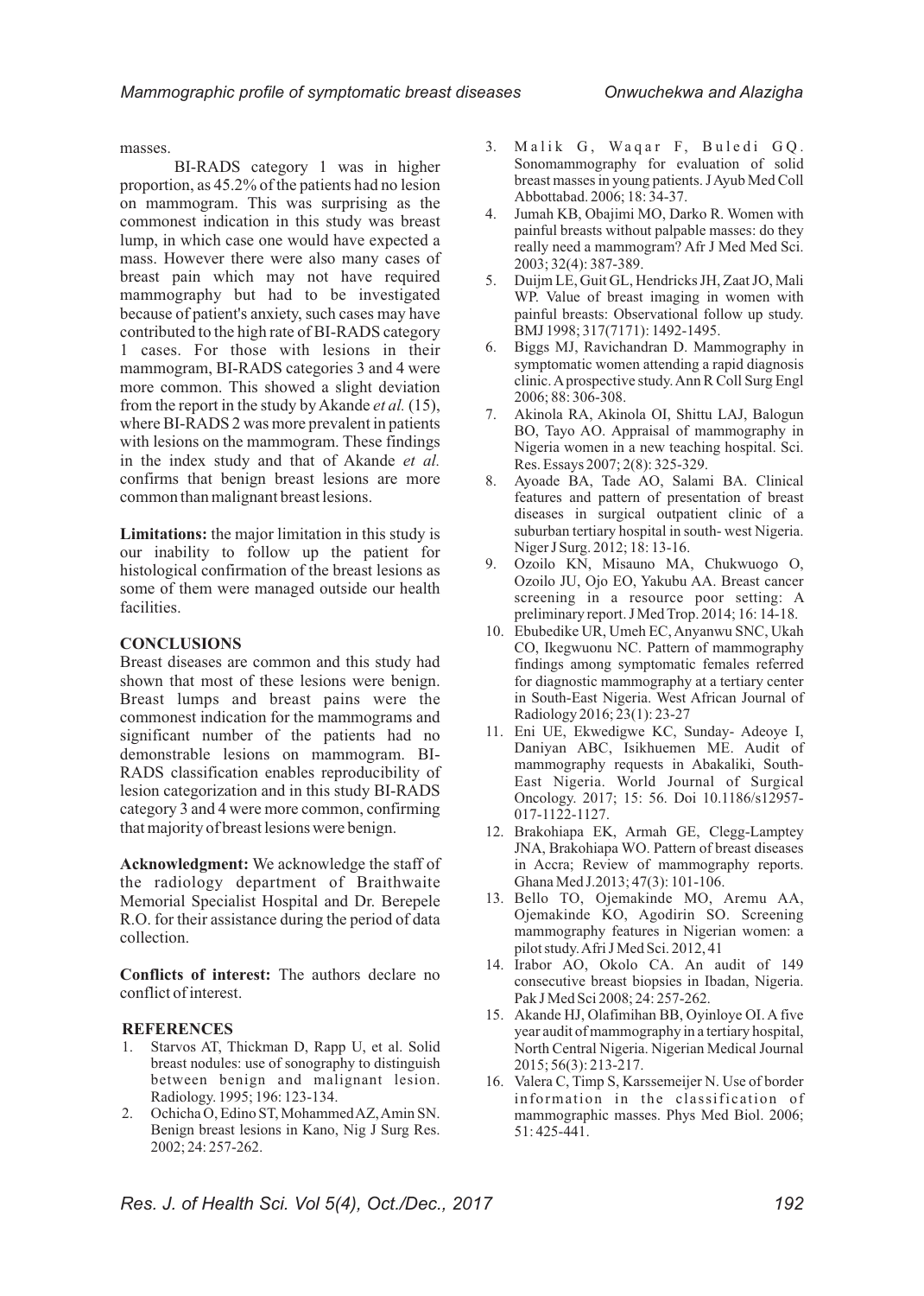masses.

BI-RADS category 1 was in higher proportion, as 45.2% of the patients had no lesion on mammogram. This was surprising as the commonest indication in this study was breast lump, in which case one would have expected a mass. However there were also many cases of breast pain which may not have required mammography but had to be investigated because of patient's anxiety, such cases may have contributed to the high rate of BI-RADS category 1 cases. For those with lesions in their mammogram, BI-RADS categories 3 and 4 were more common. This showed a slight deviation from the report in the study by Akande *et al.* (15), where BI-RADS 2 was more prevalent in patients with lesions on the mammogram. These findings in the index study and that of Akande *et al.* confirms that benign breast lesions are more common than malignant breast lesions.

**Limitations:** the major limitation in this study is our inability to follow up the patient for histological confirmation of the breast lesions as some of them were managed outside our health facilities.

## CONCLUSIONS

Breast diseases are common and this study had shown that most of these lesions were benign. Breast lumps and breast pains were the commonest indication for the mammograms and significant number of the patients had no demonstrable lesions on mammogram. BI-RADS classification enables reproducibility of lesion categorization and in this study BI-RADS category 3 and 4 were more common, confirming that majority of breast lesions were benign.

**Acknowledgment:** We acknowledge the staff of the radiology department of Braithwaite Memorial Specialist Hospital and Dr. Berepele R.O. for their assistance during the period of data collection.

**Conflicts of interest:** The authors declare no conflict of interest.

## REFERENCES

1. Starvos AT, Thickman D, Rapp U, et al. Solid breast nodules: use of sonography to distinguish between benign and malignant lesion. Radiology. 1995; 196: 123-134.
2. Ochicha O, Edino ST, Mohammed AZ, Amin SN. Benign breast lesions in Kano, Nig J Surg Res. 2002; 24: 257-262.
3. Malik G, Waqar F, Buledi GQ. Sonomammography for evaluation of solid breast masses in young patients. J Ayub Med Coll Abbottabad. 2006; 18: 34-37.
4. Jumah KB, Obajimi MO, Darko R. Women with painful breasts without palpable masses: do they really need a mammogram? Afr J Med Med Sci. 2003; 32(4): 387-389.
5. Duijm LE, Guit GL, Hendricks JH, Zaat JO, Mali WP. Value of breast imaging in women with painful breasts: Observational follow up study. BMJ 1998; 317(7171): 1492-1495.
6. Biggs MJ, Ravichandran D. Mammography in symptomatic women attending a rapid diagnosis clinic. A prospective study. Ann R Coll Surg Engl 2006; 88: 306-308.
7. Akinola RA, Akinola OI, Shittu LAJ, Balogun BO, Tayo AO. Appraisal of mammography in Nigeria women in a new teaching hospital. Sci. Res. Essays 2007; 2(8): 325-329.
8. Ayoade BA, Tade AO, Salami BA. Clinical features and pattern of presentation of breast diseases in surgical outpatient clinic of a suburban tertiary hospital in south- west Nigeria. Niger J Surg. 2012; 18: 13-16.
9. Ozoilo KN, Misauno MA, Chukwuogo O, Ozoilo JU, Ojo EO, Yakubu AA. Breast cancer screening in a resource poor setting: A preliminary report. J Med Trop. 2014; 16: 14-18.
10. Ebubedike UR, Umeh EC, Anyanwu SNC, Ukah CO, Ikegwuonu NC. Pattern of mammography findings among symptomatic females referred for diagnostic mammography at a tertiary center in South-East Nigeria. West African Journal of Radiology 2016; 23(1): 23-27
11. Eni UE, Ekwedigwe KC, Sunday- Adeoye I, Daniyan ABC, Isikhuemen ME. Audit of mammography requests in Abakaliki, South-East Nigeria. World Journal of Surgical Oncology. 2017; 15: 56. Doi 10.1186/s12957-017-1122-1127.
12. Brakohiapa EK, Armah GE, Clegg-Lamptey JNA, Brakohiapa WO. Pattern of breast diseases in Accra; Review of mammography reports. Ghana Med J.2013; 47(3): 101-106.
13. Bello TO, Ojemakinde MO, Aremu AA, Ojemakinde KO, Agodirin SO. Screening mammography features in Nigerian women: a pilot study. Afri J Med Sci. 2012, 41
14. Irabor AO, Okolo CA. An audit of 149 consecutive breast biopsies in Ibadan, Nigeria. Pak J Med Sci 2008; 24: 257-262.
15. Akande HJ, Olafimihan BB, Oyinloye OI. A five year audit of mammography in a tertiary hospital, North Central Nigeria. Nigerian Medical Journal 2015; 56(3): 213-217.
16. Valera C, Timp S, Karssemeijer N. Use of border information in the classification of mammographic masses. Phys Med Biol. 2006; 51: 425-441.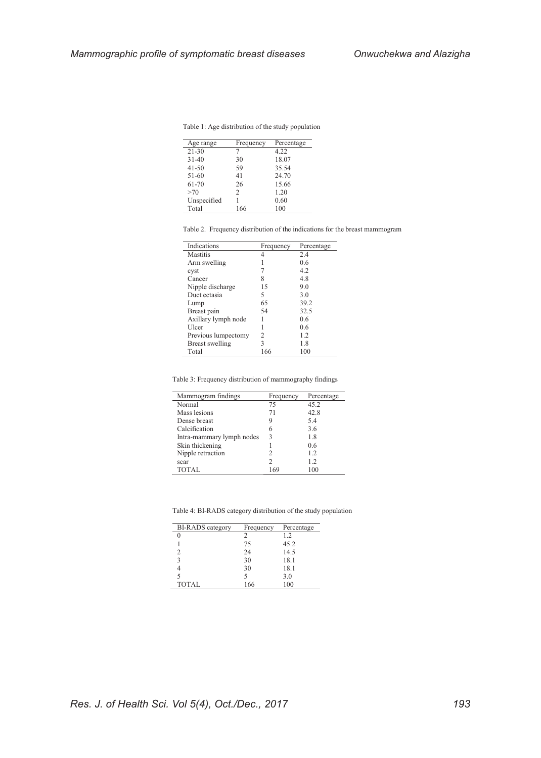Table 1: Age distribution of the study population

| Age range | Frequency | Percentage |
|---|---|---|
| 21-30 | 7 | 4.22 |
| 31-40 | 30 | 18.07 |
| 41-50 | 59 | 35.54 |
| 51-60 | 41 | 24.70 |
| 61-70 | 26 | 15.66 |
| >70 | 2 | 1.20 |
| Unspecified | 1 | 0.60 |
| Total | 166 | 100 |

Table 2. Frequency distribution of the indications for the breast mammogram

| Indications | Frequency | Percentage |
|---|---|---|
| Mastitis | 4 | 2.4 |
| Arm swelling | 1 | 0.6 |
| cyst | 7 | 4.2 |
| Cancer | 8 | 4.8 |
| Nipple discharge | 15 | 9.0 |
| Duct ectasia | 5 | 3.0 |
| Lump | 65 | 39.2 |
| Breast pain | 54 | 32.5 |
| Axillary lymph node | 1 | 0.6 |
| Ulcer | 1 | 0.6 |
| Previous lumpectomy | 2 | 1.2 |
| Breast swelling | 3 | 1.8 |
| Total | 166 | 100 |

Table 3: Frequency distribution of mammography findings

| Mammogram findings | Frequency | Percentage |
|---|---|---|
| Normal | 75 | 45.2 |
| Mass lesions | 71 | 42.8 |
| Dense breast | 9 | 5.4 |
| Calcification | 6 | 3.6 |
| Intra-mammary lymph nodes | 3 | 1.8 |
| Skin thickening | 1 | 0.6 |
| Nipple retraction | 2 | 1.2 |
| scar | 2 | 1.2 |
| TOTAL | 169 | 100 |

Table 4: BI-RADS category distribution of the study population

| BI-RADS category | Frequency | Percentage |
|---|---|---|
| 0 | 2 | 1.2 |
| 1 | 75 | 45.2 |
| 2 | 24 | 14.5 |
| 3 | 30 | 18.1 |
| 4 | 30 | 18.1 |
| 5 | 5 | 3.0 |
| TOTAL | 166 | 100 |